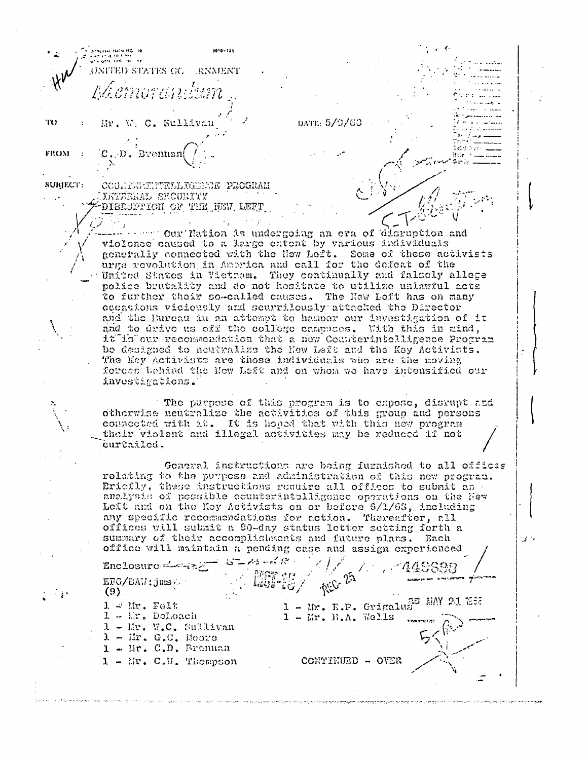UNITED STATES GOVERNMENT

*Memorandum*

TO : Mr. W. C. Sullivan

DATE: 5/9/68

FROM : C. D. Brennan

SUBJECT: COUNTERINTELLIGENCE PROGRAM
INTERNAL SECURITY
DISRUPTION OF THE NEW LEFT

Our Nation is undergoing an era of disruption and violence caused to a large extent by various individuals generally connected with the New Left. Some of these activists urge revolution in America and call for the defeat of the United States in Vietnam. They continually and falsely allege police brutality and do not hesitate to utilize unlawful acts to further their so-called causes. The New Left has on many occasions viciously and scurrilously attacked the Director and the Bureau in an attempt to hamper our investigation of it and to drive us off the college campuses. With this in mind, it is our recommendation that a new Counterintelligence Program be designed to neutralize the New Left and the Key Activists. The Key Activists are those individuals who are the moving forces behind the New Left and on whom we have intensified our investigations.

The purpose of this program is to expose, disrupt and otherwise neutralize the activities of this group and persons connected with it. It is hoped that with this new program their violent and illegal activities may be reduced if not curtailed.

General instructions are being furnished to all offices relating to the purpose and administration of this new program. Briefly, these instructions require all offices to submit an analysis of possible counterintelligence operations on the New Left and on the Key Activists on or before 6/1/68, including any specific recommendations for action. Thereafter, all offices will submit a 90-day status letter setting forth a summary of their accomplishments and future plans. Each office will maintain a pending case and assign experienced

Enclosure

EPG/BAW:jms
(9)

1 - Mr. Felt
1 - Mr. DeLoach
1 - Mr. W.C. Sullivan
1 - Mr. G.C. Moore
1 - Mr. C.D. Brennan
1 - Mr. C.W. Thompson
1 - Mr. E.P. Grigalus
1 - Mr. B.A. Wells

CONTINUED - OVER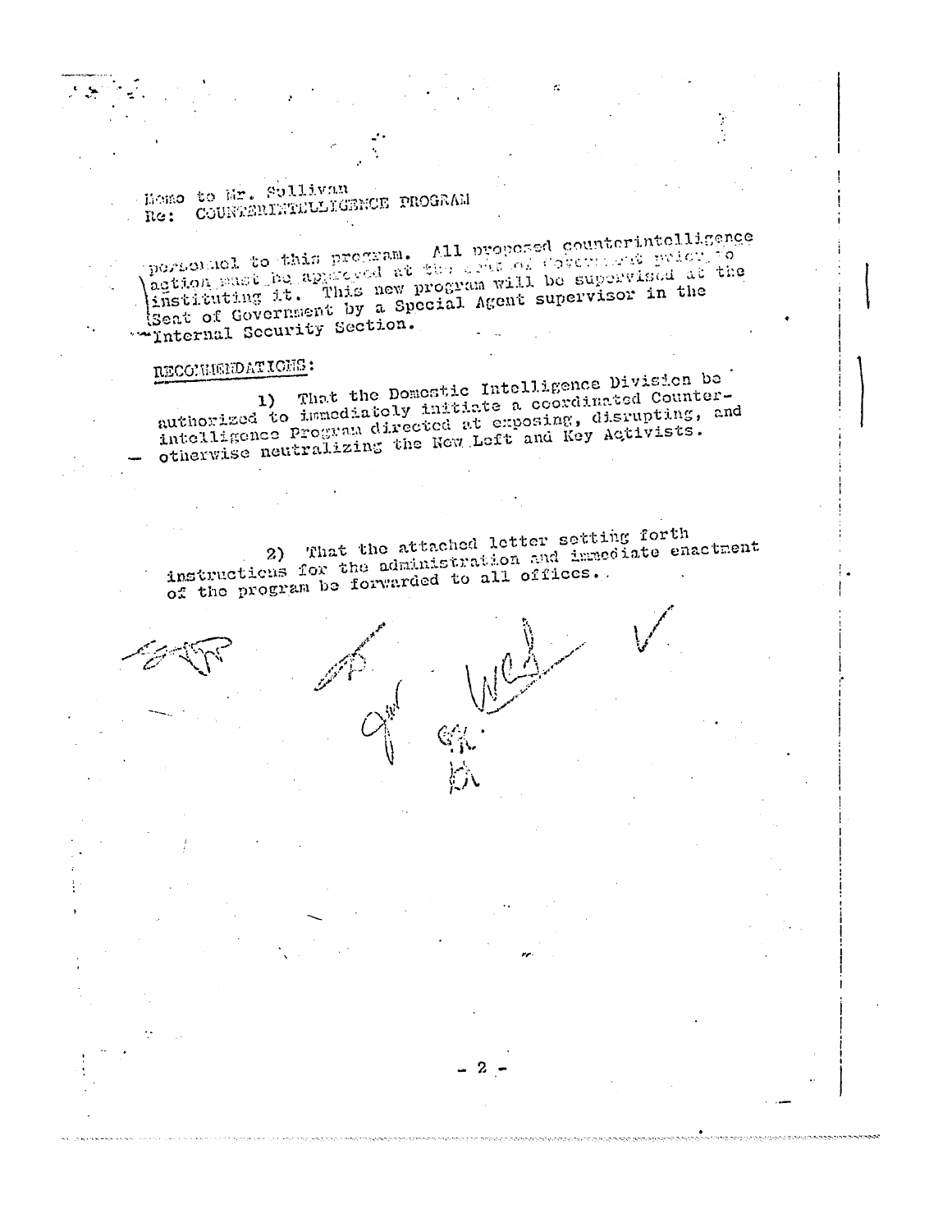Memo to Mr. Sullivan
Re: COUNTERINTELLIGENCE PROGRAM

personnel to this program. All proposed counterintelligence action must be approved at the Seat of Government prior to instituting it. This new program will be supervised at the Seat of Government by a Special Agent supervisor in the Internal Security Section.

RECOMMENDATIONS:

1) That the Domestic Intelligence Division be authorized to immediately initiate a coordinated Counterintelligence Program directed at exposing, disrupting, and otherwise neutralizing the New Left and Key Activists.

2) That the attached letter setting forth instructions for the administration and immediate enactment of the program be forwarded to all offices.